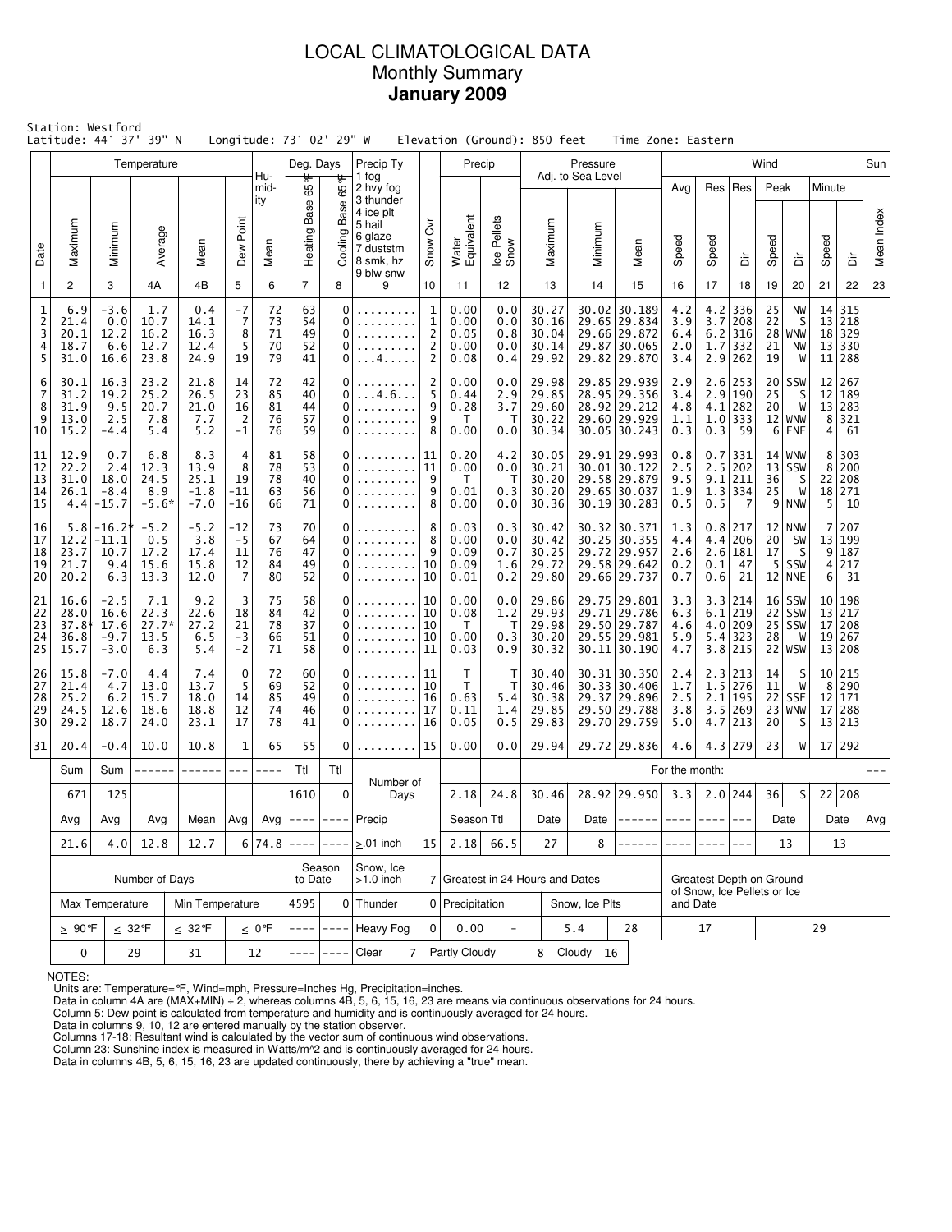# LOCAL CLIMATOLOGICAL DATA
## Monthly Summary
## **January 2009**

Station: Westford
Latitude: 44° 37' 39" N    Longitude: 73° 02' 29" W    Elevation (Ground): 850 feet    Time Zone: Eastern

| Date | Temperature Maximum | Temperature Minimum | Temperature Average | Temperature Mean | Dew Point | Humidity Mean | Deg. Days Heating Base 65°F | Deg. Days Cooling Base 65°F | Precip Ty | Snow Cvr | Precip Water Equivalent | Precip Ice Pellets Snow | Pressure Maximum | Pressure Minimum | Pressure Mean | Wind Avg Speed | Wind Res Speed | Wind Res Dir | Wind Peak Speed | Wind Peak Dir | Wind Minute Speed | Wind Minute Dir | Sun Mean Index |
|---|---|---|---|---|---|---|---|---|---|---|---|---|---|---|---|---|---|---|---|---|---|---|---|
| 1 | 2 | 3 | 4A | 4B | 5 | 6 | 7 | 8 | 9 | 10 | 11 | 12 | 13 | 14 | 15 | 16 | 17 | 18 | 19 | 20 | 21 | 22 | 23 |
| 1 | 6.9 | -3.6 | 1.7 | 0.4 | -7 | 72 | 63 | 0 | ......... | 1 | 0.00 | 0.0 | 30.27 | 30.02 | 30.189 | 4.2 | 4.2 | 336 | 25 | NW | 14 | 315 | |
| 2 | 21.4 | 0.0 | 10.7 | 14.1 | 7 | 73 | 54 | 0 | ......... | 1 | 0.00 | 0.0 | 30.16 | 29.65 | 29.834 | 3.9 | 3.7 | 208 | 22 | S | 13 | 218 | |
| 3 | 20.1 | 12.2 | 16.2 | 16.3 | 8 | 71 | 49 | 0 | ......... | 2 | 0.05 | 0.8 | 30.04 | 29.66 | 29.872 | 6.4 | 6.2 | 316 | 28 | WNW | 18 | 329 | |
| 4 | 18.7 | 6.6 | 12.7 | 12.4 | 5 | 70 | 52 | 0 | ......... | 2 | 0.00 | 0.0 | 30.14 | 29.87 | 30.065 | 2.0 | 1.7 | 332 | 21 | NW | 13 | 330 | |
| 5 | 31.0 | 16.6 | 23.8 | 24.9 | 19 | 79 | 41 | 0 | ...4..... | 2 | 0.08 | 0.4 | 29.92 | 29.82 | 29.870 | 3.4 | 2.9 | 262 | 19 | W | 11 | 288 | |
| 6 | 30.1 | 16.3 | 23.2 | 21.8 | 14 | 72 | 42 | 0 | ......... | 2 | 0.00 | 0.0 | 29.98 | 29.85 | 29.939 | 2.9 | 2.6 | 253 | 20 | SSW | 12 | 267 | |
| 7 | 31.2 | 19.2 | 25.2 | 26.5 | 23 | 85 | 40 | 0 | ...4.6... | 5 | 0.44 | 2.9 | 29.85 | 28.95 | 29.356 | 3.4 | 2.9 | 190 | 25 | S | 12 | 189 | |
| 8 | 31.9 | 9.5 | 20.7 | 21.0 | 16 | 81 | 44 | 0 | ......... | 9 | 0.28 | 3.7 | 29.60 | 28.92 | 29.212 | 4.8 | 4.1 | 282 | 20 | W | 13 | 283 | |
| 9 | 13.0 | 2.5 | 7.8 | 7.7 | 2 | 76 | 57 | 0 | ......... | 9 | T | T | 30.22 | 29.60 | 29.929 | 1.1 | 1.0 | 333 | 12 | WNW | 8 | 321 | |
| 10 | 15.2 | -4.4 | 5.4 | 5.2 | -1 | 76 | 59 | 0 | ......... | 8 | 0.00 | 0.0 | 30.34 | 30.05 | 30.243 | 0.3 | 0.3 | 59 | 6 | ENE | 4 | 61 | |
| 11 | 12.9 | 0.7 | 6.8 | 8.3 | 4 | 81 | 58 | 0 | ......... | 11 | 0.20 | 4.2 | 30.05 | 29.91 | 29.993 | 0.8 | 0.7 | 331 | 14 | WNW | 8 | 303 | |
| 12 | 22.2 | 2.4 | 12.3 | 13.9 | 8 | 78 | 53 | 0 | ......... | 11 | 0.00 | 0.0 | 30.21 | 30.01 | 30.122 | 2.5 | 2.5 | 202 | 13 | SSW | 8 | 200 | |
| 13 | 31.0 | 18.0 | 24.5 | 25.1 | 19 | 78 | 40 | 0 | ......... | 9 | T | T | 30.20 | 29.58 | 29.879 | 9.5 | 9.1 | 211 | 36 | S | 22 | 208 | |
| 14 | 26.1 | -8.4 | 8.9 | -1.8 | -11 | 63 | 56 | 0 | ......... | 9 | 0.01 | 0.3 | 30.20 | 29.65 | 30.037 | 1.9 | 1.3 | 334 | 25 | W | 18 | 271 | |
| 15 | 4.4 | -15.7 | -5.6* | -7.0 | -16 | 66 | 71 | 0 | ......... | 8 | 0.00 | 0.0 | 30.36 | 30.19 | 30.283 | 0.5 | 0.5 | 7 | 9 | NNW | 5 | 10 | |
| 16 | 5.8 | -16.2* | -5.2 | -5.2 | -12 | 73 | 70 | 0 | ......... | 8 | 0.03 | 0.3 | 30.42 | 30.32 | 30.371 | 1.3 | 0.8 | 217 | 12 | NNW | 7 | 207 | |
| 17 | 12.2 | -11.1 | 0.5 | 3.8 | -5 | 67 | 64 | 0 | ......... | 8 | 0.00 | 0.0 | 30.42 | 30.25 | 30.355 | 4.4 | 4.4 | 206 | 20 | SW | 13 | 199 | |
| 18 | 23.7 | 10.7 | 17.2 | 17.4 | 11 | 76 | 47 | 0 | ......... | 9 | 0.09 | 0.7 | 30.25 | 29.72 | 29.957 | 2.6 | 2.6 | 181 | 17 | S | 9 | 187 | |
| 19 | 21.7 | 9.4 | 15.6 | 15.8 | 12 | 84 | 49 | 0 | ......... | 10 | 0.09 | 1.6 | 29.72 | 29.58 | 29.642 | 0.2 | 0.1 | 47 | 5 | SSW | 4 | 217 | |
| 20 | 20.2 | 6.3 | 13.3 | 12.0 | 7 | 80 | 52 | 0 | ......... | 10 | 0.01 | 0.2 | 29.80 | 29.66 | 29.737 | 0.7 | 0.6 | 21 | 12 | NNE | 6 | 31 | |
| 21 | 16.6 | -2.5 | 7.1 | 9.2 | 3 | 75 | 58 | 0 | ......... | 10 | 0.00 | 0.0 | 29.86 | 29.75 | 29.801 | 3.3 | 3.3 | 214 | 16 | SSW | 10 | 198 | |
| 22 | 28.0 | 16.6 | 22.3 | 22.6 | 18 | 84 | 42 | 0 | ......... | 10 | 0.08 | 1.2 | 29.93 | 29.71 | 29.786 | 6.3 | 6.1 | 219 | 22 | SSW | 13 | 217 | |
| 23 | 37.8* | 17.6 | 27.7* | 27.2 | 21 | 78 | 37 | 0 | ......... | 10 | T | T | 29.98 | 29.50 | 29.787 | 4.6 | 4.0 | 209 | 25 | SSW | 17 | 208 | |
| 24 | 36.8 | -9.7 | 13.5 | 6.5 | -3 | 66 | 51 | 0 | ......... | 10 | 0.00 | 0.3 | 30.20 | 29.55 | 29.981 | 5.9 | 5.4 | 323 | 28 | W | 19 | 267 | |
| 25 | 15.7 | -3.0 | 6.3 | 5.4 | -2 | 71 | 58 | 0 | ......... | 11 | 0.03 | 0.9 | 30.32 | 30.11 | 30.190 | 4.7 | 3.8 | 215 | 22 | WSW | 13 | 208 | |
| 26 | 15.8 | -7.0 | 4.4 | 7.4 | 0 | 72 | 60 | 0 | ......... | 11 | T | T | 30.40 | 30.31 | 30.350 | 2.4 | 2.3 | 213 | 14 | S | 10 | 215 | |
| 27 | 21.4 | 4.7 | 13.0 | 13.7 | 5 | 69 | 52 | 0 | ......... | 10 | T | T | 30.46 | 30.33 | 30.406 | 1.7 | 1.5 | 276 | 11 | W | 8 | 290 | |
| 28 | 25.2 | 6.2 | 15.7 | 18.0 | 14 | 85 | 49 | 0 | ......... | 16 | 0.63 | 5.4 | 30.38 | 29.37 | 29.896 | 2.5 | 2.1 | 195 | 22 | SSE | 12 | 171 | |
| 29 | 24.5 | 12.6 | 18.6 | 18.8 | 12 | 74 | 46 | 0 | ......... | 17 | 0.11 | 1.4 | 29.85 | 29.50 | 29.788 | 3.8 | 3.5 | 269 | 23 | WNW | 17 | 288 | |
| 30 | 29.2 | 18.7 | 24.0 | 23.1 | 17 | 78 | 41 | 0 | ......... | 16 | 0.05 | 0.5 | 29.83 | 29.70 | 29.759 | 5.0 | 4.7 | 213 | 20 | S | 13 | 213 | |
| 31 | 20.4 | -0.4 | 10.0 | 10.8 | 1 | 65 | 55 | 0 | ......... | 15 | 0.00 | 0.0 | 29.94 | 29.72 | 29.836 | 4.6 | 4.3 | 279 | 23 | W | 17 | 292 | |
| | Sum | Sum | ------ | ------ | --- | ---- | Ttl | Ttl | Number of Days | | | | For the month: | | | | | | | | | | --- |
| | 671 | 125 | | | | | 1610 | 0 | | | 2.18 | 24.8 | 30.46 | 28.92 | 29.950 | 3.3 | 2.0 | 244 | 36 | S | 22 | 208 | |
| | Avg | Avg | Avg | Mean | Avg | Avg | ---- | ---- | Precip | | Season Ttl | | Date | Date | ------ | ---- | ---- | --- | Date | | Date | | Avg |
| | 21.6 | 4.0 | 12.8 | 12.7 | 6 | 74.8 | ---- | ---- | ≥.01 inch | 15 | 2.18 | 66.5 | 27 | 8 | ------ | ---- | ---- | --- | 13 | | 13 | | |

| Number of Days | | | | Season to Date | | Snow, Ice ≥1.0 inch | 7 | Greatest in 24 Hours and Dates | | | | Greatest Depth on Ground of Snow, Ice Pellets or Ice and Date | |
|---|---|---|---|---|---|---|---|---|---|---|---|---|---|
| Max Temperature | | Min Temperature | | 4595 | 0 | Thunder | 0 | Precipitation | | Snow, Ice Plts | | | |
| ≥ 90°F | ≤ 32°F | ≤ 32°F | ≤ 0°F | ---- | ---- | Heavy Fog | 0 | 0.00 | - | 5.4 | 28 | 17 | 29 |
| 0 | 29 | 31 | 12 | ---- | ---- | Clear 7 | | Partly Cloudy 8 | | Cloudy 16 | | | |

Precip Ty codes: 1 fog, 2 hvy fog, 3 thunder, 4 ice plt, 5 hail, 6 glaze, 7 duststm, 8 smk, hz, 9 blw snw

NOTES:
Units are: Temperature=°F, Wind=mph, Pressure=Inches Hg, Precipitation=inches.
Data in column 4A are (MAX+MIN) ÷ 2, whereas columns 4B, 5, 6, 15, 16, 23 are means via continuous observations for 24 hours.
Column 5: Dew point is calculated from temperature and humidity and is continuously averaged for 24 hours.
Data in columns 9, 10, 12 are entered manually by the station observer.
Columns 17-18: Resultant wind is calculated by the vector sum of continuous wind observations.
Column 23: Sunshine index is measured in Watts/m^2 and is continuously averaged for 24 hours.
Data in columns 4B, 5, 6, 15, 16, 23 are updated continuously, there by achieving a "true" mean.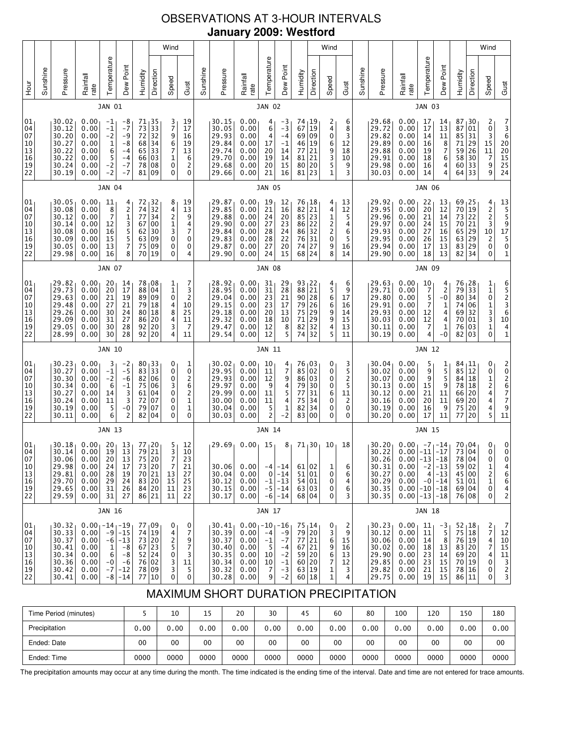# OBSERVATIONS AT 3-HOUR INTERVALS

## January 2009: Westford

| Hour | Sunshine | Pressure | Rainfall rate | Temperature | Dew Point | Humidity | Wind Direction | Wind Speed | Wind Gust | Sunshine | Pressure | Rainfall rate | Temperature | Dew Point | Humidity | Wind Direction | Wind Speed | Wind Gust | Sunshine | Pressure | Rainfall rate | Temperature | Dew Point | Humidity | Wind Direction | Wind Speed | Wind Gust |
|---|---|---|---|---|---|---|---|---|---|---|---|---|---|---|---|---|---|---|---|---|---|---|---|---|---|---|---|
| | | JAN 01 | | | | | | | | | JAN 02 | | | | | | | | | JAN 03 | | | | | | | |
| 01 | | 30.02 | 0.00 | -1 | -8 | 71 | 35 | 3 | 19 | | 30.15 | 0.00 | 4 | -3 | 74 | 19 | 2 | 6 | | 29.68 | 0.00 | 17 | 14 | 87 | 30 | 2 | 7 |
| 04 | | 30.12 | 0.00 | -1 | -7 | 73 | 33 | 7 | 17 | | 30.05 | 0.00 | 6 | -3 | 67 | 19 | 4 | 8 | | 29.72 | 0.00 | 17 | 13 | 87 | 01 | 0 | 3 |
| 07 | | 30.20 | 0.00 | -2 | -9 | 72 | 32 | 9 | 16 | | 29.93 | 0.00 | 4 | -4 | 69 | 09 | 0 | 3 | | 29.82 | 0.00 | 14 | 11 | 85 | 31 | 3 | 6 |
| 10 | | 30.27 | 0.00 | 1 | -8 | 68 | 34 | 6 | 19 | | 29.84 | 0.00 | 17 | -1 | 46 | 19 | 6 | 12 | | 29.89 | 0.00 | 16 | 8 | 71 | 29 | 15 | 20 |
| 13 | | 30.22 | 0.00 | 6 | -4 | 65 | 33 | 7 | 13 | | 29.74 | 0.00 | 20 | 14 | 77 | 21 | 9 | 18 | | 29.88 | 0.00 | 19 | 7 | 59 | 26 | 11 | 20 |
| 16 | | 30.22 | 0.00 | 5 | -4 | 66 | 03 | 1 | 6 | | 29.70 | 0.00 | 19 | 14 | 81 | 21 | 3 | 10 | | 29.91 | 0.00 | 18 | 6 | 58 | 30 | 7 | 15 |
| 19 | | 30.24 | 0.00 | -2 | -7 | 78 | 08 | 0 | 2 | | 29.68 | 0.00 | 20 | 15 | 80 | 20 | 5 | 9 | | 29.98 | 0.00 | 16 | 4 | 60 | 33 | 9 | 25 |
| 22 | | 30.19 | 0.00 | -2 | -7 | 81 | 09 | 0 | 0 | | 29.66 | 0.00 | 21 | 16 | 81 | 23 | 1 | 3 | | 30.03 | 0.00 | 14 | 4 | 64 | 33 | 9 | 24 |
| | | JAN 04 | | | | | | | | | JAN 05 | | | | | | | | | JAN 06 | | | | | | | |
| 01 | | 30.05 | 0.00 | 11 | 4 | 72 | 32 | 8 | 19 | | 29.87 | 0.00 | 19 | 12 | 76 | 18 | 4 | 13 | | 29.92 | 0.00 | 22 | 13 | 69 | 25 | 4 | 13 |
| 04 | | 30.08 | 0.00 | 8 | 2 | 74 | 32 | 4 | 13 | | 29.85 | 0.00 | 21 | 16 | 82 | 21 | 4 | 12 | | 29.95 | 0.00 | 20 | 12 | 70 | 19 | 2 | 5 |
| 07 | | 30.12 | 0.00 | 7 | 1 | 77 | 34 | 2 | 9 | | 29.88 | 0.00 | 24 | 20 | 85 | 23 | 1 | 5 | | 29.96 | 0.00 | 21 | 14 | 73 | 22 | 2 | 5 |
| 10 | | 30.14 | 0.00 | 12 | 3 | 67 | 00 | 1 | 4 | | 29.90 | 0.00 | 27 | 23 | 86 | 22 | 2 | 4 | | 29.97 | 0.00 | 24 | 15 | 70 | 21 | 3 | 9 |
| 13 | | 30.08 | 0.00 | 16 | 5 | 62 | 30 | 3 | 7 | | 29.84 | 0.00 | 28 | 24 | 86 | 32 | 2 | 6 | | 29.93 | 0.00 | 27 | 16 | 65 | 29 | 10 | 17 |
| 16 | | 30.09 | 0.00 | 15 | 5 | 63 | 09 | 0 | 0 | | 29.83 | 0.00 | 28 | 22 | 76 | 31 | 0 | 5 | | 29.95 | 0.00 | 26 | 15 | 63 | 29 | 2 | 5 |
| 19 | | 30.05 | 0.00 | 13 | 7 | 75 | 09 | 0 | 0 | | 29.87 | 0.00 | 27 | 20 | 74 | 27 | 9 | 16 | | 29.94 | 0.00 | 17 | 13 | 83 | 29 | 0 | 0 |
| 22 | | 29.98 | 0.00 | 16 | 8 | 70 | 19 | 0 | 4 | | 29.90 | 0.00 | 24 | 15 | 68 | 24 | 8 | 14 | | 29.90 | 0.00 | 18 | 13 | 82 | 34 | 0 | 1 |
| | | JAN 07 | | | | | | | | | JAN 08 | | | | | | | | | JAN 09 | | | | | | | |
| 01 | | 29.82 | 0.00 | 20 | 14 | 78 | 08 | 1 | 7 | | 28.92 | 0.00 | 31 | 29 | 93 | 22 | 4 | 6 | | 29.63 | 0.00 | 10 | 4 | 76 | 28 | 1 | 6 |
| 04 | | 29.73 | 0.00 | 20 | 17 | 88 | 04 | 1 | 3 | | 28.95 | 0.00 | 31 | 28 | 88 | 21 | 5 | 9 | | 29.71 | 0.00 | 7 | 2 | 79 | 33 | 1 | 5 |
| 07 | | 29.63 | 0.00 | 21 | 19 | 89 | 09 | 0 | 2 | | 29.04 | 0.00 | 23 | 21 | 90 | 28 | 6 | 17 | | 29.80 | 0.00 | 5 | -0 | 80 | 34 | 0 | 2 |
| 10 | | 29.48 | 0.00 | 27 | 21 | 79 | 18 | 4 | 10 | | 29.15 | 0.00 | 23 | 17 | 79 | 26 | 6 | 16 | | 29.91 | 0.00 | 7 | 1 | 74 | 06 | 1 | 3 |
| 13 | | 29.26 | 0.00 | 30 | 24 | 80 | 18 | 8 | 25 | | 29.18 | 0.00 | 20 | 13 | 75 | 29 | 9 | 14 | | 29.93 | 0.00 | 12 | 4 | 69 | 32 | 3 | 6 |
| 16 | | 29.09 | 0.00 | 31 | 27 | 86 | 20 | 4 | 11 | | 29.32 | 0.00 | 18 | 10 | 71 | 29 | 9 | 15 | | 30.03 | 0.00 | 12 | 4 | 70 | 01 | 3 | 10 |
| 19 | | 29.05 | 0.00 | 30 | 28 | 92 | 20 | 3 | 7 | | 29.47 | 0.00 | 12 | 8 | 82 | 32 | 4 | 13 | | 30.11 | 0.00 | 7 | 1 | 76 | 03 | 1 | 4 |
| 22 | | 28.99 | 0.00 | 30 | 28 | 92 | 20 | 4 | 11 | | 29.54 | 0.00 | 12 | 5 | 74 | 32 | 5 | 11 | | 30.19 | 0.00 | 4 | -0 | 82 | 03 | 0 | 1 |
| | | JAN 10 | | | | | | | | | JAN 11 | | | | | | | | | JAN 12 | | | | | | | |
| 01 | | 30.23 | 0.00 | 3 | -2 | 80 | 33 | 0 | 1 | | 30.02 | 0.00 | 10 | 4 | 76 | 03 | 0 | 3 | | 30.04 | 0.00 | 5 | 1 | 84 | 11 | 0 | 2 |
| 04 | | 30.27 | 0.00 | -1 | -5 | 83 | 33 | 0 | 0 | | 29.95 | 0.00 | 11 | 7 | 85 | 02 | 0 | 5 | | 30.02 | 0.00 | 9 | 5 | 85 | 12 | 0 | 0 |
| 07 | | 30.30 | 0.00 | -2 | -6 | 82 | 06 | 0 | 2 | | 29.93 | 0.00 | 12 | 9 | 86 | 03 | 0 | 2 | | 30.07 | 0.00 | 9 | 5 | 84 | 18 | 1 | 2 |
| 10 | | 30.34 | 0.00 | 6 | -1 | 75 | 06 | 3 | 6 | | 29.97 | 0.00 | 9 | 4 | 79 | 30 | 0 | 5 | | 30.13 | 0.00 | 15 | 9 | 78 | 18 | 2 | 6 |
| 13 | | 30.27 | 0.00 | 14 | 3 | 61 | 04 | 0 | 2 | | 29.99 | 0.00 | 11 | 5 | 77 | 31 | 6 | 11 | | 30.12 | 0.00 | 21 | 11 | 66 | 20 | 4 | 7 |
| 16 | | 30.24 | 0.00 | 11 | 3 | 72 | 07 | 0 | 1 | | 30.00 | 0.00 | 11 | 4 | 75 | 34 | 0 | 2 | | 30.16 | 0.00 | 20 | 11 | 69 | 20 | 4 | 7 |
| 19 | | 30.19 | 0.00 | 5 | -0 | 79 | 07 | 0 | 1 | | 30.04 | 0.00 | 5 | 1 | 82 | 34 | 0 | 0 | | 30.19 | 0.00 | 16 | 9 | 75 | 20 | 4 | 9 |
| 22 | | 30.11 | 0.00 | 6 | 2 | 82 | 04 | 0 | 0 | | 30.03 | 0.00 | 2 | -2 | 83 | 00 | 0 | 0 | | 30.20 | 0.00 | 17 | 11 | 77 | 20 | 5 | 11 |
| | | JAN 13 | | | | | | | | | JAN 14 | | | | | | | | | JAN 15 | | | | | | | |
| 01 | | 30.18 | 0.00 | 20 | 13 | 77 | 20 | 5 | 12 | | 29.69 | 0.00 | 15 | 8 | 71 | 30 | 10 | 18 | | 30.20 | 0.00 | -7 | -14 | 70 | 04 | 0 | 0 |
| 04 | | 30.14 | 0.00 | 19 | 13 | 79 | 21 | 3 | 10 | | | | | | | | | | | 30.22 | 0.00 | -11 | -17 | 73 | 04 | 0 | 0 |
| 07 | | 30.06 | 0.00 | 20 | 13 | 75 | 20 | 7 | 23 | | | | | | | | | | | 30.26 | 0.00 | -13 | -18 | 78 | 04 | 0 | 0 |
| 10 | | 29.98 | 0.00 | 24 | 17 | 73 | 20 | 7 | 21 | | 30.06 | 0.00 | -4 | -14 | 61 | 02 | 1 | 6 | | 30.31 | 0.00 | -2 | -13 | 59 | 02 | 1 | 4 |
| 13 | | 29.81 | 0.00 | 28 | 19 | 70 | 21 | 13 | 27 | | 30.04 | 0.00 | 0 | -14 | 51 | 01 | 0 | 6 | | 30.27 | 0.00 | 4 | -13 | 45 | 00 | 2 | 6 |
| 16 | | 29.70 | 0.00 | 29 | 24 | 83 | 20 | 15 | 25 | | 30.12 | 0.00 | -1 | -13 | 54 | 01 | 0 | 4 | | 30.29 | 0.00 | -0 | -14 | 51 | 01 | 1 | 6 |
| 19 | | 29.65 | 0.00 | 31 | 26 | 84 | 20 | 11 | 23 | | 30.15 | 0.00 | -5 | -14 | 63 | 03 | 0 | 6 | | 30.35 | 0.00 | -10 | -18 | 69 | 04 | 0 | 4 |
| 22 | | 29.59 | 0.00 | 31 | 27 | 86 | 21 | 11 | 22 | | 30.17 | 0.00 | -6 | -14 | 68 | 04 | 0 | 3 | | 30.35 | 0.00 | -13 | -18 | 76 | 08 | 0 | 2 |
| | | JAN 16 | | | | | | | | | JAN 17 | | | | | | | | | JAN 18 | | | | | | | |
| 01 | | 30.32 | 0.00 | -14 | -19 | 77 | 09 | 0 | 0 | | 30.41 | 0.00 | -10 | -16 | 75 | 14 | 0 | 2 | | 30.23 | 0.00 | 11 | -3 | 52 | 18 | 2 | 7 |
| 04 | | 30.33 | 0.00 | -9 | -15 | 74 | 19 | 4 | 7 | | 30.39 | 0.00 | -4 | -9 | 79 | 20 | 3 | 9 | | 30.12 | 0.00 | 11 | 5 | 75 | 18 | 7 | 12 |
| 07 | | 30.37 | 0.00 | -6 | -13 | 73 | 20 | 2 | 9 | | 30.37 | 0.00 | -1 | -7 | 77 | 21 | 6 | 15 | | 30.06 | 0.00 | 14 | 8 | 76 | 19 | 4 | 10 |
| 10 | | 30.41 | 0.00 | 1 | -8 | 67 | 23 | 5 | 7 | | 30.40 | 0.00 | 5 | -4 | 67 | 21 | 9 | 16 | | 30.02 | 0.00 | 18 | 13 | 83 | 20 | 7 | 15 |
| 13 | | 30.34 | 0.00 | 6 | -8 | 52 | 24 | 0 | 3 | | 30.35 | 0.00 | 10 | -2 | 59 | 20 | 6 | 13 | | 29.90 | 0.00 | 23 | 14 | 69 | 20 | 4 | 11 |
| 16 | | 30.36 | 0.00 | -0 | -6 | 76 | 02 | 3 | 11 | | 30.34 | 0.00 | 10 | -1 | 60 | 20 | 7 | 12 | | 29.85 | 0.00 | 23 | 15 | 70 | 19 | 0 | 3 |
| 19 | | 30.42 | 0.00 | -7 | -12 | 78 | 09 | 3 | 5 | | 30.32 | 0.00 | 7 | -3 | 63 | 19 | 1 | 3 | | 29.82 | 0.00 | 21 | 15 | 78 | 16 | 0 | 2 |
| 22 | | 30.41 | 0.00 | -8 | -14 | 77 | 10 | 0 | 0 | | 30.28 | 0.00 | 9 | -2 | 60 | 18 | 1 | 4 | | 29.75 | 0.00 | 19 | 15 | 86 | 11 | 0 | 3 |

# MAXIMUM SHORT DURATION PRECIPITATION

| Time Period (minutes) | 5 | 10 | 15 | 20 | 30 | 45 | 60 | 80 | 100 | 120 | 150 | 180 |
|---|---|---|---|---|---|---|---|---|---|---|---|---|
| Precipitation | 0.00 | 0.00 | 0.00 | 0.00 | 0.00 | 0.00 | 0.00 | 0.00 | 0.00 | 0.00 | 0.00 | 0.00 |
| Ended: Date | 00 | 00 | 00 | 00 | 00 | 00 | 00 | 00 | 00 | 00 | 00 | 00 |
| Ended: Time | 0000 | 0000 | 0000 | 0000 | 0000 | 0000 | 0000 | 0000 | 0000 | 0000 | 0000 | 0000 |

The precipitation amounts may occur at any time during the month. The time indicated is the ending time of the interval. Date and time are not entered for trace amounts.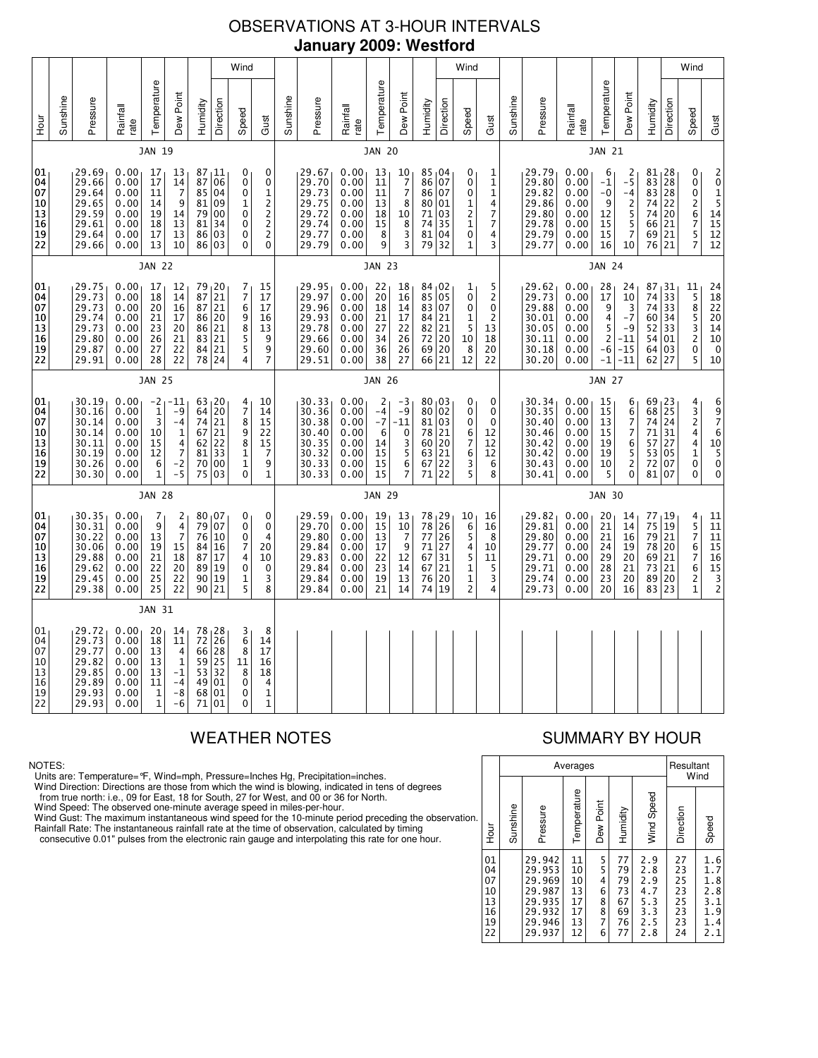# OBSERVATIONS AT 3-HOUR INTERVALS

## January 2009: Westford

### JAN 19

| Hour | Sunshine | Pressure | Rainfall rate | Temperature | Dew Point | Humidity | Wind Direction | Wind Speed | Wind Gust |
|---|---|---|---|---|---|---|---|---|---|
| 01 | | 29.69 | 0.00 | 17 | 13 | 87 | 11 | 0 | 0 |
| 04 | | 29.66 | 0.00 | 17 | 14 | 87 | 06 | 0 | 0 |
| 07 | | 29.64 | 0.00 | 11 | 7 | 85 | 04 | 0 | 1 |
| 10 | | 29.65 | 0.00 | 14 | 9 | 81 | 09 | 1 | 2 |
| 13 | | 29.59 | 0.00 | 19 | 14 | 79 | 00 | 0 | 2 |
| 16 | | 29.61 | 0.00 | 18 | 13 | 81 | 34 | 0 | 2 |
| 19 | | 29.64 | 0.00 | 17 | 13 | 86 | 03 | 0 | 2 |
| 22 | | 29.66 | 0.00 | 13 | 10 | 86 | 03 | 0 | 0 |

### JAN 20

| Hour | Sunshine | Pressure | Rainfall rate | Temperature | Dew Point | Humidity | Wind Direction | Wind Speed | Wind Gust |
|---|---|---|---|---|---|---|---|---|---|
| 01 | | 29.67 | 0.00 | 13 | 10 | 85 | 04 | 0 | 1 |
| 04 | | 29.70 | 0.00 | 11 | 7 | 86 | 07 | 0 | 1 |
| 07 | | 29.73 | 0.00 | 11 | 7 | 86 | 07 | 0 | 1 |
| 10 | | 29.75 | 0.00 | 13 | 8 | 80 | 01 | 1 | 4 |
| 13 | | 29.72 | 0.00 | 18 | 10 | 71 | 03 | 2 | 7 |
| 16 | | 29.74 | 0.00 | 15 | 8 | 74 | 35 | 1 | 7 |
| 19 | | 29.77 | 0.00 | 8 | 3 | 81 | 04 | 0 | 4 |
| 22 | | 29.79 | 0.00 | 9 | 3 | 79 | 32 | 1 | 3 |

### JAN 21

| Hour | Sunshine | Pressure | Rainfall rate | Temperature | Dew Point | Humidity | Wind Direction | Wind Speed | Wind Gust |
|---|---|---|---|---|---|---|---|---|---|
| 01 | | 29.79 | 0.00 | 6 | 2 | 81 | 28 | 0 | 2 |
| 04 | | 29.80 | 0.00 | -1 | -5 | 83 | 28 | 0 | 0 |
| 07 | | 29.82 | 0.00 | -0 | -4 | 83 | 28 | 0 | 1 |
| 10 | | 29.86 | 0.00 | 9 | 2 | 74 | 22 | 2 | 5 |
| 13 | | 29.80 | 0.00 | 12 | 5 | 74 | 20 | 6 | 14 |
| 16 | | 29.78 | 0.00 | 15 | 5 | 66 | 21 | 7 | 15 |
| 19 | | 29.79 | 0.00 | 15 | 7 | 69 | 21 | 5 | 12 |
| 22 | | 29.77 | 0.00 | 16 | 10 | 76 | 21 | 7 | 12 |

### JAN 22

| Hour | Sunshine | Pressure | Rainfall rate | Temperature | Dew Point | Humidity | Wind Direction | Wind Speed | Wind Gust |
|---|---|---|---|---|---|---|---|---|---|
| 01 | | 29.75 | 0.00 | 17 | 12 | 79 | 20 | 7 | 15 |
| 04 | | 29.73 | 0.00 | 18 | 14 | 87 | 21 | 7 | 17 |
| 07 | | 29.73 | 0.00 | 20 | 16 | 87 | 21 | 6 | 17 |
| 10 | | 29.74 | 0.00 | 21 | 17 | 86 | 20 | 9 | 16 |
| 13 | | 29.73 | 0.00 | 23 | 20 | 86 | 21 | 8 | 13 |
| 16 | | 29.80 | 0.00 | 26 | 21 | 83 | 21 | 5 | 9 |
| 19 | | 29.87 | 0.00 | 27 | 22 | 84 | 21 | 5 | 9 |
| 22 | | 29.91 | 0.00 | 28 | 22 | 78 | 24 | 4 | 7 |

### JAN 23

| Hour | Sunshine | Pressure | Rainfall rate | Temperature | Dew Point | Humidity | Wind Direction | Wind Speed | Wind Gust |
|---|---|---|---|---|---|---|---|---|---|
| 01 | | 29.95 | 0.00 | 22 | 18 | 84 | 02 | 1 | 5 |
| 04 | | 29.97 | 0.00 | 20 | 16 | 85 | 05 | 0 | 2 |
| 07 | | 29.96 | 0.00 | 18 | 14 | 83 | 07 | 0 | 0 |
| 10 | | 29.93 | 0.00 | 21 | 17 | 84 | 21 | 1 | 2 |
| 13 | | 29.78 | 0.00 | 27 | 22 | 82 | 21 | 5 | 13 |
| 16 | | 29.66 | 0.00 | 34 | 26 | 72 | 20 | 10 | 18 |
| 19 | | 29.60 | 0.00 | 36 | 26 | 69 | 20 | 8 | 20 |
| 22 | | 29.51 | 0.00 | 38 | 27 | 66 | 21 | 12 | 22 |

### JAN 24

| Hour | Sunshine | Pressure | Rainfall rate | Temperature | Dew Point | Humidity | Wind Direction | Wind Speed | Wind Gust |
|---|---|---|---|---|---|---|---|---|---|
| 01 | | 29.62 | 0.00 | 28 | 24 | 87 | 31 | 11 | 24 |
| 04 | | 29.73 | 0.00 | 17 | 10 | 74 | 33 | 5 | 18 |
| 07 | | 29.88 | 0.00 | 9 | 3 | 74 | 33 | 8 | 22 |
| 10 | | 30.01 | 0.00 | 4 | -7 | 60 | 34 | 5 | 20 |
| 13 | | 30.05 | 0.00 | 5 | -9 | 52 | 33 | 3 | 14 |
| 16 | | 30.11 | 0.00 | 2 | -11 | 54 | 01 | 2 | 10 |
| 19 | | 30.18 | 0.00 | -6 | -15 | 64 | 03 | 0 | 0 |
| 22 | | 30.20 | 0.00 | -1 | -11 | 62 | 27 | 5 | 10 |

### JAN 25

| Hour | Sunshine | Pressure | Rainfall rate | Temperature | Dew Point | Humidity | Wind Direction | Wind Speed | Wind Gust |
|---|---|---|---|---|---|---|---|---|---|
| 01 | | 30.19 | 0.00 | -2 | -11 | 63 | 20 | 4 | 10 |
| 04 | | 30.16 | 0.00 | 1 | -9 | 64 | 20 | 7 | 14 |
| 07 | | 30.14 | 0.00 | 3 | -4 | 74 | 21 | 8 | 15 |
| 10 | | 30.14 | 0.00 | 10 | 1 | 67 | 21 | 9 | 22 |
| 13 | | 30.11 | 0.00 | 15 | 4 | 62 | 22 | 8 | 15 |
| 16 | | 30.19 | 0.00 | 12 | 7 | 81 | 33 | 1 | 7 |
| 19 | | 30.26 | 0.00 | 6 | -2 | 70 | 00 | 1 | 9 |
| 22 | | 30.30 | 0.00 | 1 | -5 | 75 | 03 | 0 | 1 |

### JAN 26

| Hour | Sunshine | Pressure | Rainfall rate | Temperature | Dew Point | Humidity | Wind Direction | Wind Speed | Wind Gust |
|---|---|---|---|---|---|---|---|---|---|
| 01 | | 30.33 | 0.00 | 2 | -3 | 80 | 03 | 0 | 0 |
| 04 | | 30.36 | 0.00 | -4 | -9 | 80 | 02 | 0 | 0 |
| 07 | | 30.38 | 0.00 | -7 | -11 | 81 | 03 | 0 | 0 |
| 10 | | 30.40 | 0.00 | 6 | 0 | 78 | 21 | 6 | 12 |
| 13 | | 30.35 | 0.00 | 14 | 3 | 60 | 20 | 7 | 12 |
| 16 | | 30.32 | 0.00 | 15 | 5 | 63 | 21 | 6 | 12 |
| 19 | | 30.33 | 0.00 | 15 | 6 | 67 | 22 | 3 | 6 |
| 22 | | 30.33 | 0.00 | 15 | 7 | 71 | 22 | 5 | 8 |

### JAN 27

| Hour | Sunshine | Pressure | Rainfall rate | Temperature | Dew Point | Humidity | Wind Direction | Wind Speed | Wind Gust |
|---|---|---|---|---|---|---|---|---|---|
| 01 | | 30.34 | 0.00 | 15 | 6 | 69 | 23 | 4 | 6 |
| 04 | | 30.35 | 0.00 | 15 | 6 | 68 | 25 | 3 | 9 |
| 07 | | 30.40 | 0.00 | 13 | 7 | 74 | 24 | 2 | 7 |
| 10 | | 30.46 | 0.00 | 15 | 7 | 71 | 31 | 4 | 6 |
| 13 | | 30.42 | 0.00 | 19 | 6 | 57 | 27 | 4 | 10 |
| 16 | | 30.42 | 0.00 | 19 | 5 | 53 | 05 | 1 | 5 |
| 19 | | 30.43 | 0.00 | 10 | 2 | 72 | 07 | 0 | 0 |
| 22 | | 30.41 | 0.00 | 5 | 0 | 81 | 07 | 0 | 0 |

### JAN 28

| Hour | Sunshine | Pressure | Rainfall rate | Temperature | Dew Point | Humidity | Wind Direction | Wind Speed | Wind Gust |
|---|---|---|---|---|---|---|---|---|---|
| 01 | | 30.35 | 0.00 | 7 | 2 | 80 | 07 | 0 | 0 |
| 04 | | 30.31 | 0.00 | 9 | 4 | 79 | 07 | 0 | 0 |
| 07 | | 30.22 | 0.00 | 13 | 7 | 76 | 10 | 0 | 4 |
| 10 | | 30.06 | 0.00 | 19 | 15 | 84 | 16 | 7 | 20 |
| 13 | | 29.88 | 0.00 | 21 | 18 | 87 | 17 | 4 | 10 |
| 16 | | 29.62 | 0.00 | 22 | 20 | 89 | 19 | 0 | 0 |
| 19 | | 29.45 | 0.00 | 25 | 22 | 90 | 19 | 1 | 3 |
| 22 | | 29.38 | 0.00 | 25 | 22 | 90 | 21 | 5 | 8 |

### JAN 29

| Hour | Sunshine | Pressure | Rainfall rate | Temperature | Dew Point | Humidity | Wind Direction | Wind Speed | Wind Gust |
|---|---|---|---|---|---|---|---|---|---|
| 01 | | 29.59 | 0.00 | 19 | 13 | 78 | 29 | 10 | 16 |
| 04 | | 29.70 | 0.00 | 15 | 10 | 78 | 26 | 6 | 16 |
| 07 | | 29.80 | 0.00 | 13 | 7 | 77 | 26 | 5 | 8 |
| 10 | | 29.84 | 0.00 | 17 | 9 | 71 | 27 | 4 | 10 |
| 13 | | 29.83 | 0.00 | 22 | 12 | 67 | 31 | 5 | 11 |
| 16 | | 29.84 | 0.00 | 23 | 14 | 67 | 21 | 1 | 5 |
| 19 | | 29.84 | 0.00 | 19 | 13 | 76 | 20 | 1 | 3 |
| 22 | | 29.84 | 0.00 | 21 | 14 | 74 | 19 | 2 | 4 |

### JAN 30

| Hour | Sunshine | Pressure | Rainfall rate | Temperature | Dew Point | Humidity | Wind Direction | Wind Speed | Wind Gust |
|---|---|---|---|---|---|---|---|---|---|
| 01 | | 29.82 | 0.00 | 20 | 14 | 77 | 19 | 4 | 11 |
| 04 | | 29.81 | 0.00 | 21 | 14 | 75 | 19 | 5 | 11 |
| 07 | | 29.80 | 0.00 | 21 | 16 | 79 | 21 | 7 | 11 |
| 10 | | 29.77 | 0.00 | 24 | 19 | 78 | 20 | 6 | 15 |
| 13 | | 29.71 | 0.00 | 29 | 20 | 69 | 21 | 7 | 16 |
| 16 | | 29.71 | 0.00 | 28 | 21 | 73 | 21 | 6 | 15 |
| 19 | | 29.74 | 0.00 | 23 | 20 | 89 | 20 | 2 | 3 |
| 22 | | 29.73 | 0.00 | 20 | 16 | 83 | 23 | 1 | 2 |

### JAN 31

| Hour | Sunshine | Pressure | Rainfall rate | Temperature | Dew Point | Humidity | Wind Direction | Wind Speed | Wind Gust |
|---|---|---|---|---|---|---|---|---|---|
| 01 | | 29.72 | 0.00 | 20 | 14 | 78 | 28 | 3 | 8 |
| 04 | | 29.73 | 0.00 | 18 | 11 | 72 | 26 | 6 | 14 |
| 07 | | 29.77 | 0.00 | 13 | 4 | 66 | 28 | 8 | 17 |
| 10 | | 29.82 | 0.00 | 13 | 1 | 59 | 25 | 11 | 16 |
| 13 | | 29.85 | 0.00 | 13 | -1 | 53 | 32 | 8 | 18 |
| 16 | | 29.89 | 0.00 | 11 | -4 | 49 | 01 | 0 | 4 |
| 19 | | 29.93 | 0.00 | 1 | -8 | 68 | 01 | 0 | 1 |
| 22 | | 29.93 | 0.00 | 1 | -6 | 71 | 01 | 0 | 1 |

## WEATHER NOTES

NOTES:
Units are: Temperature=°F, Wind=mph, Pressure=Inches Hg, Precipitation=inches.
Wind Direction: Directions are those from which the wind is blowing, indicated in tens of degrees from true north: i.e., 09 for East, 18 for South, 27 for West, and 00 or 36 for North.
Wind Speed: The observed one-minute average speed in miles-per-hour.
Wind Gust: The maximum instantaneous wind speed for the 10-minute period preceding the observation.
Rainfall Rate: The instantaneous rainfall rate at the time of observation, calculated by timing consecutive 0.01" pulses from the electronic rain gauge and interpolating this rate for one hour.

## SUMMARY BY HOUR

| Hour | Averages: Sunshine | Averages: Pressure | Averages: Temperature | Averages: Dew Point | Averages: Humidity | Averages: Wind Speed | Resultant Wind: Direction | Resultant Wind: Speed |
|---|---|---|---|---|---|---|---|---|
| 01 | | 29.942 | 11 | 5 | 77 | 2.9 | 27 | 1.6 |
| 04 | | 29.953 | 10 | 5 | 79 | 2.8 | 23 | 1.7 |
| 07 | | 29.969 | 10 | 4 | 79 | 2.9 | 25 | 1.8 |
| 10 | | 29.987 | 13 | 6 | 73 | 4.7 | 23 | 2.8 |
| 13 | | 29.935 | 17 | 8 | 67 | 5.3 | 25 | 3.1 |
| 16 | | 29.932 | 17 | 8 | 69 | 3.3 | 23 | 1.9 |
| 19 | | 29.946 | 13 | 7 | 76 | 2.5 | 23 | 1.4 |
| 22 | | 29.937 | 12 | 6 | 77 | 2.8 | 24 | 2.1 |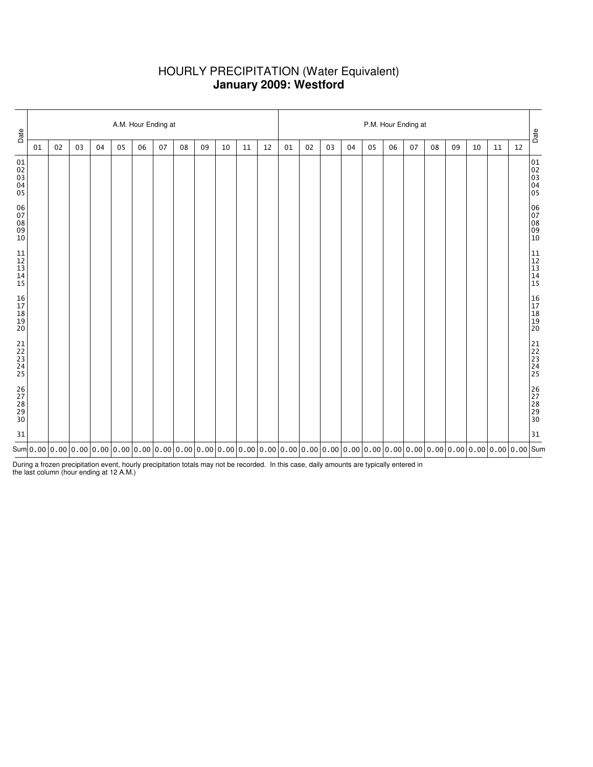# HOURLY PRECIPITATION (Water Equivalent)
## **January 2009: Westford**

| Date | A.M. Hour Ending at | | | | | | | | | | | | P.M. Hour Ending at | | | | | | | | | | | | Date |
|---|---|---|---|---|---|---|---|---|---|---|---|---|---|---|---|---|---|---|---|---|---|---|---|---|---|
| | 01 | 02 | 03 | 04 | 05 | 06 | 07 | 08 | 09 | 10 | 11 | 12 | 01 | 02 | 03 | 04 | 05 | 06 | 07 | 08 | 09 | 10 | 11 | 12 | |
| 01 | | | | | | | | | | | | | | | | | | | | | | | | | 01 |
| 02 | | | | | | | | | | | | | | | | | | | | | | | | | 02 |
| 03 | | | | | | | | | | | | | | | | | | | | | | | | | 03 |
| 04 | | | | | | | | | | | | | | | | | | | | | | | | | 04 |
| 05 | | | | | | | | | | | | | | | | | | | | | | | | | 05 |
| 06 | | | | | | | | | | | | | | | | | | | | | | | | | 06 |
| 07 | | | | | | | | | | | | | | | | | | | | | | | | | 07 |
| 08 | | | | | | | | | | | | | | | | | | | | | | | | | 08 |
| 09 | | | | | | | | | | | | | | | | | | | | | | | | | 09 |
| 10 | | | | | | | | | | | | | | | | | | | | | | | | | 10 |
| 11 | | | | | | | | | | | | | | | | | | | | | | | | | 11 |
| 12 | | | | | | | | | | | | | | | | | | | | | | | | | 12 |
| 13 | | | | | | | | | | | | | | | | | | | | | | | | | 13 |
| 14 | | | | | | | | | | | | | | | | | | | | | | | | | 14 |
| 15 | | | | | | | | | | | | | | | | | | | | | | | | | 15 |
| 16 | | | | | | | | | | | | | | | | | | | | | | | | | 16 |
| 17 | | | | | | | | | | | | | | | | | | | | | | | | | 17 |
| 18 | | | | | | | | | | | | | | | | | | | | | | | | | 18 |
| 19 | | | | | | | | | | | | | | | | | | | | | | | | | 19 |
| 20 | | | | | | | | | | | | | | | | | | | | | | | | | 20 |
| 21 | | | | | | | | | | | | | | | | | | | | | | | | | 21 |
| 22 | | | | | | | | | | | | | | | | | | | | | | | | | 22 |
| 23 | | | | | | | | | | | | | | | | | | | | | | | | | 23 |
| 24 | | | | | | | | | | | | | | | | | | | | | | | | | 24 |
| 25 | | | | | | | | | | | | | | | | | | | | | | | | | 25 |
| 26 | | | | | | | | | | | | | | | | | | | | | | | | | 26 |
| 27 | | | | | | | | | | | | | | | | | | | | | | | | | 27 |
| 28 | | | | | | | | | | | | | | | | | | | | | | | | | 28 |
| 29 | | | | | | | | | | | | | | | | | | | | | | | | | 29 |
| 30 | | | | | | | | | | | | | | | | | | | | | | | | | 30 |
| 31 | | | | | | | | | | | | | | | | | | | | | | | | | 31 |
| Sum | 0.00 | 0.00 | 0.00 | 0.00 | 0.00 | 0.00 | 0.00 | 0.00 | 0.00 | 0.00 | 0.00 | 0.00 | 0.00 | 0.00 | 0.00 | 0.00 | 0.00 | 0.00 | 0.00 | 0.00 | 0.00 | 0.00 | 0.00 | 0.00 | Sum |

During a frozen precipitation event, hourly precipitation totals may not be recorded. In this case, daily amounts are typically entered in the last column (hour ending at 12 A.M.)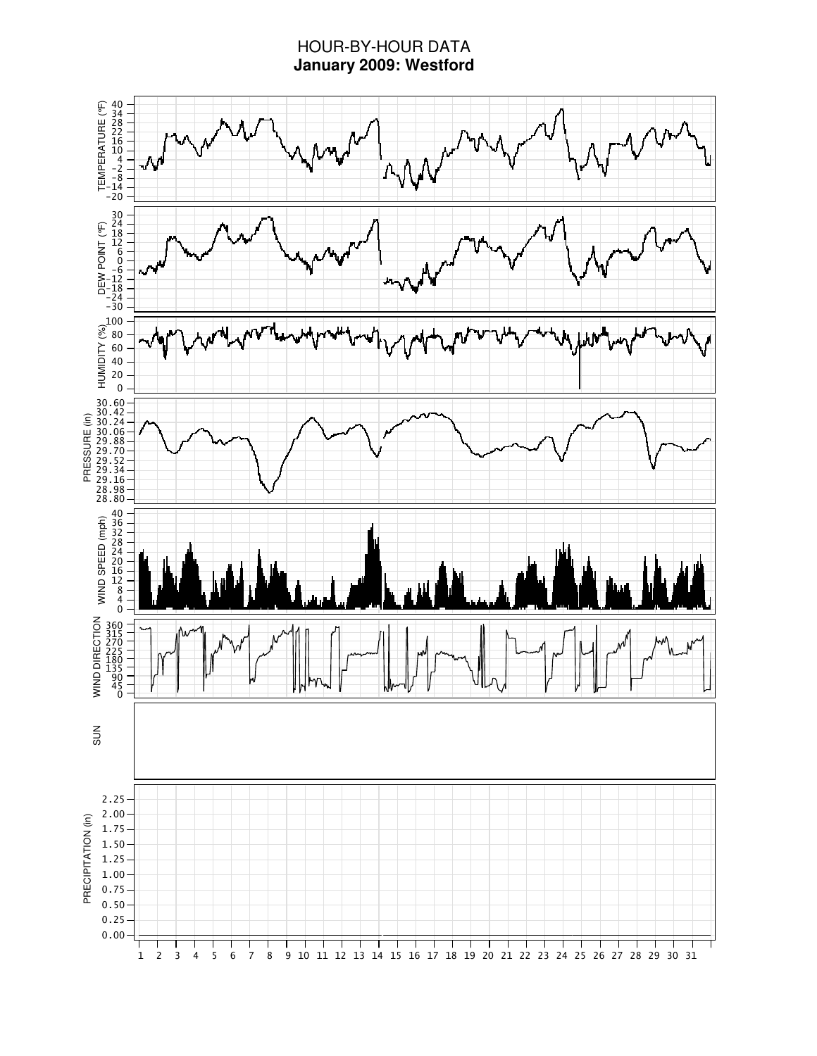# HOUR-BY-HOUR DATA

**January 2009: Westford**

TEMPERATURE (°F): 40, 34, 28, 22, 16, 10, 4, −2, −8, −14, −20

DEW POINT (°F): 30, 24, 18, 12, 6, 0, −6, −12, −18, −24, −30

HUMIDITY (%): 100, 80, 60, 40, 20, 0

PRESSURE (in): 30.60, 30.42, 30.24, 30.06, 29.88, 29.70, 29.52, 29.34, 29.16, 28.98, 28.80

WIND SPEED (mph): 40, 36, 32, 28, 24, 20, 16, 12, 8, 4, 0

WIND DIRECTION: 360, 315, 270, 225, 180, 135, 90, 45, 0

SUN

PRECIPITATION (in): 2.25, 2.00, 1.75, 1.50, 1.25, 1.00, 0.75, 0.50, 0.25, 0.00

1 2 3 4 5 6 7 8 9 10 11 12 13 14 15 16 17 18 19 20 21 22 23 24 25 26 27 28 29 30 31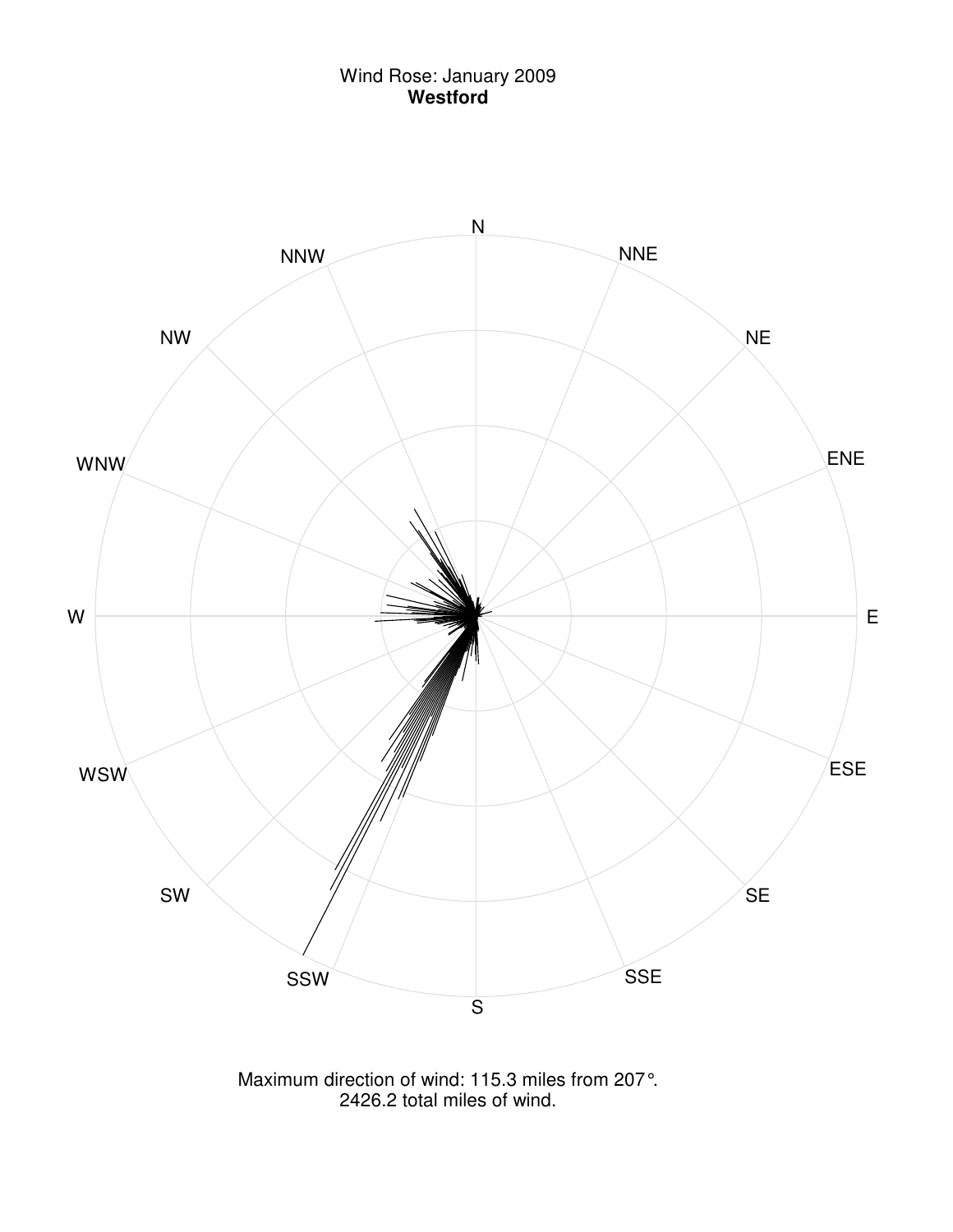Wind Rose: January 2009

**Westford**

N

NNE

NE

ENE

E

ESE

SE

SSE

S

SSW

SW

WSW

W

WNW

NW

NNW

Maximum direction of wind: 115.3 miles from 207°.

2426.2 total miles of wind.